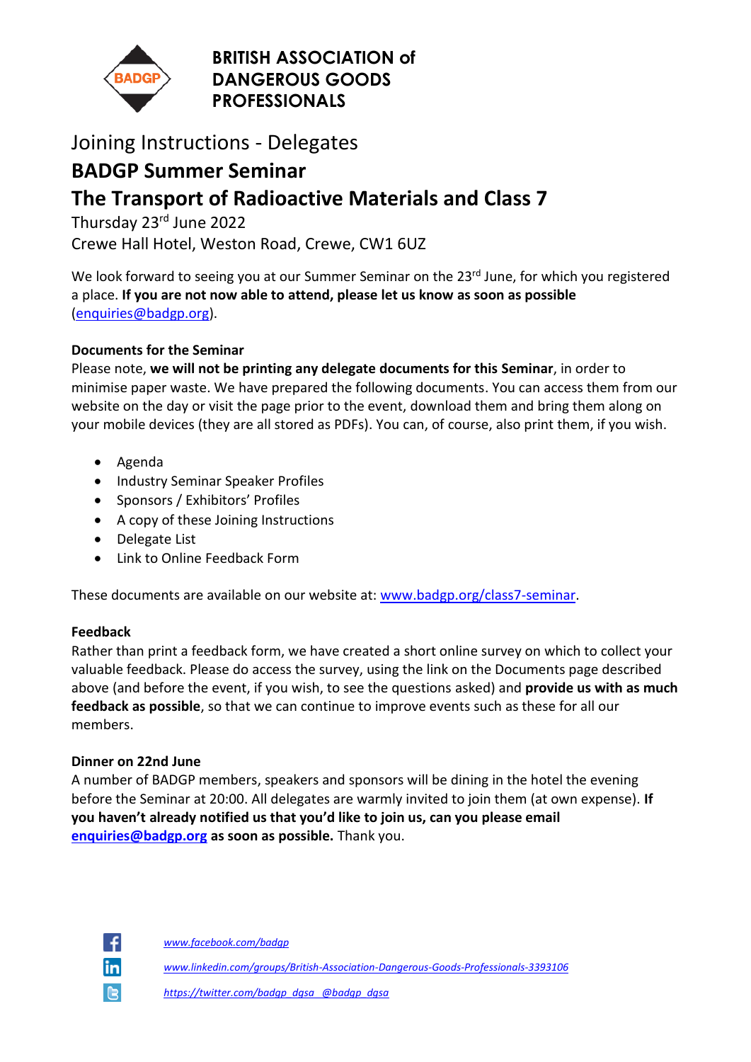**BRITISH ASSOCIATION of DANGEROUS GOODS PROFESSIONALS**

# Joining Instructions - Delegates

## BADGP Summer Seminar

## The Transport of Radioactive Materials and Class 7

Thursday 23rd June 2022

Crewe Hall Hotel, Weston Road, Crewe, CW1 6UZ

We look forward to seeing you at our Summer Seminar on the 23rd June, for which you registered a place. **If you are not now able to attend, please let us know as soon as possible** (enquiries@badgp.org).

**Documents for the Seminar**

Please note, **we will not be printing any delegate documents for this Seminar**, in order to minimise paper waste. We have prepared the following documents. You can access them from our website on the day or visit the page prior to the event, download them and bring them along on your mobile devices (they are all stored as PDFs). You can, of course, also print them, if you wish.

- Agenda
- Industry Seminar Speaker Profiles
- Sponsors / Exhibitors' Profiles
- A copy of these Joining Instructions
- Delegate List
- Link to Online Feedback Form

These documents are available on our website at: www.badgp.org/class7-seminar.

**Feedback**

Rather than print a feedback form, we have created a short online survey on which to collect your valuable feedback. Please do access the survey, using the link on the Documents page described above (and before the event, if you wish, to see the questions asked) and **provide us with as much feedback as possible**, so that we can continue to improve events such as these for all our members.

**Dinner on 22nd June**

A number of BADGP members, speakers and sponsors will be dining in the hotel the evening before the Seminar at 20:00. All delegates are warmly invited to join them (at own expense). **If you haven't already notified us that you'd like to join us, can you please email enquiries@badgp.org as soon as possible.** Thank you.

*www.facebook.com/badgp*

*www.linkedin.com/groups/British-Association-Dangerous-Goods-Professionals-3393106*

*https://twitter.com/badgp_dgsa @badgp_dgsa*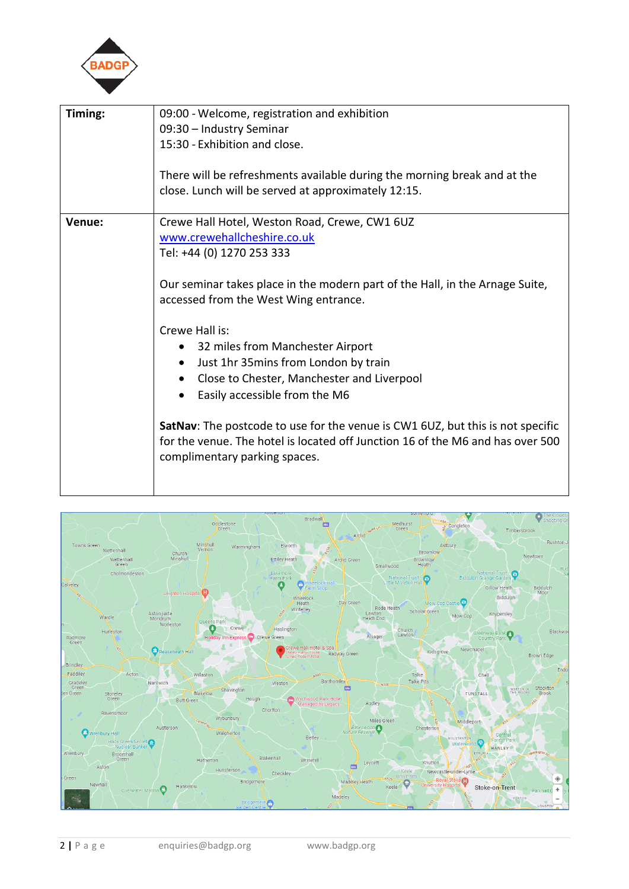| | |
|---|---|
| **Timing:** | 09:00 - Welcome, registration and exhibition<br>09:30 – Industry Seminar<br>15:30 - Exhibition and close.<br><br>There will be refreshments available during the morning break and at the close. Lunch will be served at approximately 12:15. |
| **Venue:** | Crewe Hall Hotel, Weston Road, Crewe, CW1 6UZ<br>[www.crewehallcheshire.co.uk](http://www.crewehallcheshire.co.uk)<br>Tel: +44 (0) 1270 253 333<br><br>Our seminar takes place in the modern part of the Hall, in the Arnage Suite, accessed from the West Wing entrance.<br><br>Crewe Hall is:<br>• 32 miles from Manchester Airport<br>• Just 1hr 35mins from London by train<br>• Close to Chester, Manchester and Liverpool<br>• Easily accessible from the M6<br><br>**SatNav**: The postcode to use for the venue is CW1 6UZ, but this is not specific for the venue. The hotel is located off Junction 16 of the M6 and has over 500 complimentary parking spaces. |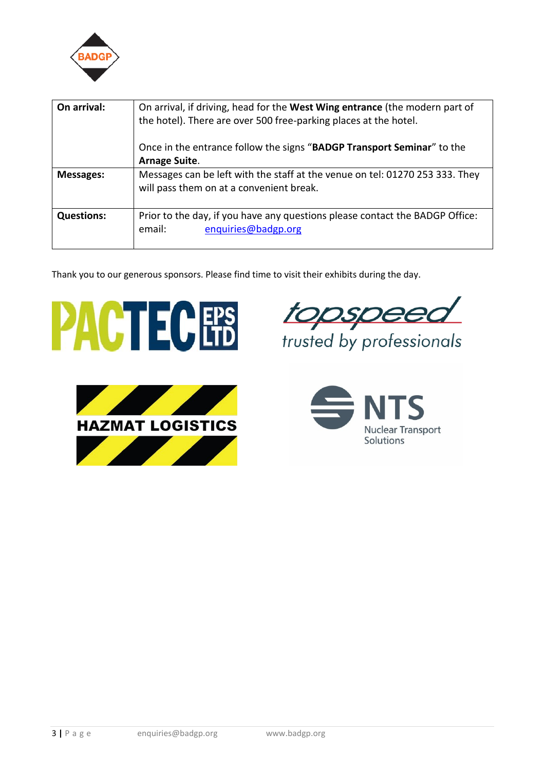| | |
|---|---|
| **On arrival:** | On arrival, if driving, head for the **West Wing entrance** (the modern part of the hotel). There are over 500 free-parking places at the hotel.<br><br>Once in the entrance follow the signs "**BADGP Transport Seminar**" to the **Arnage Suite**. |
| **Messages:** | Messages can be left with the staff at the venue on tel: 01270 253 333. They will pass them on at a convenient break. |
| **Questions:** | Prior to the day, if you have any questions please contact the BADGP Office: email: enquiries@badgp.org |

Thank you to our generous sponsors. Please find time to visit their exhibits during the day.